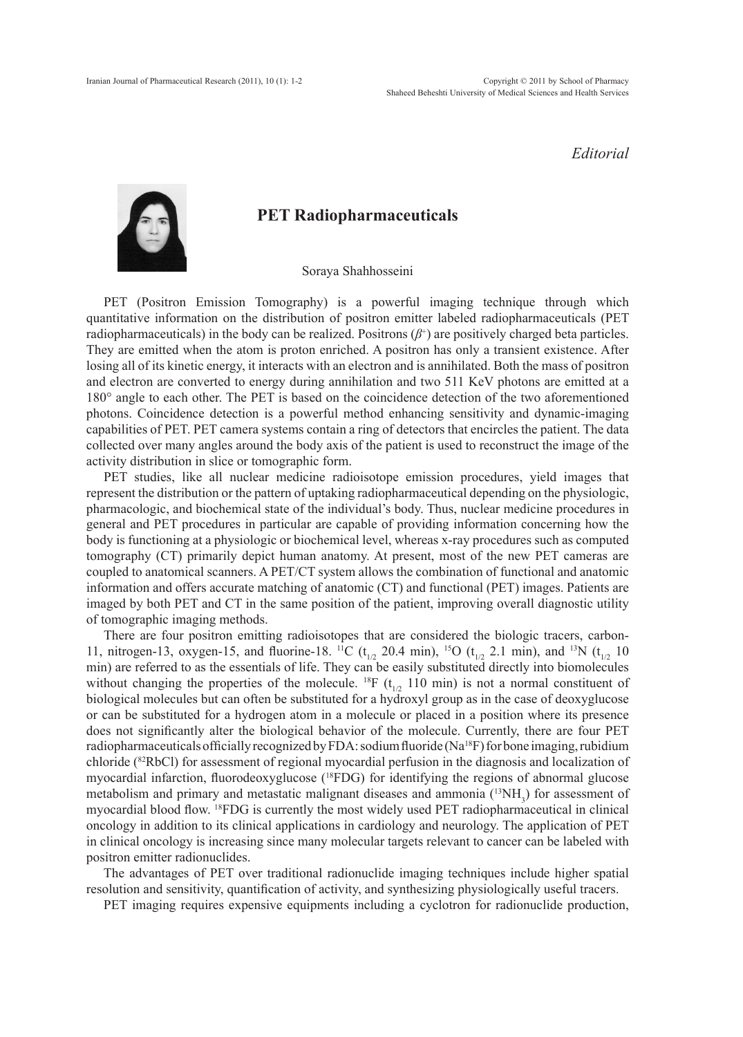*Editorial*

# PET Radiopharmaceuticals

Soraya Shahhosseini

PET (Positron Emission Tomography) is a powerful imaging technique through which quantitative information on the distribution of positron emitter labeled radiopharmaceuticals (PET radiopharmaceuticals) in the body can be realized. Positrons ($\beta^+$) are positively charged beta particles. They are emitted when the atom is proton enriched. A positron has only a transient existence. After losing all of its kinetic energy, it interacts with an electron and is annihilated. Both the mass of positron and electron are converted to energy during annihilation and two 511 KeV photons are emitted at a 180° angle to each other. The PET is based on the coincidence detection of the two aforementioned photons. Coincidence detection is a powerful method enhancing sensitivity and dynamic-imaging capabilities of PET. PET camera systems contain a ring of detectors that encircles the patient. The data collected over many angles around the body axis of the patient is used to reconstruct the image of the activity distribution in slice or tomographic form.

PET studies, like all nuclear medicine radioisotope emission procedures, yield images that represent the distribution or the pattern of uptaking radiopharmaceutical depending on the physiologic, pharmacologic, and biochemical state of the individual's body. Thus, nuclear medicine procedures in general and PET procedures in particular are capable of providing information concerning how the body is functioning at a physiologic or biochemical level, whereas x-ray procedures such as computed tomography (CT) primarily depict human anatomy. At present, most of the new PET cameras are coupled to anatomical scanners. A PET/CT system allows the combination of functional and anatomic information and offers accurate matching of anatomic (CT) and functional (PET) images. Patients are imaged by both PET and CT in the same position of the patient, improving overall diagnostic utility of tomographic imaging methods.

There are four positron emitting radioisotopes that are considered the biologic tracers, carbon-11, nitrogen-13, oxygen-15, and fluorine-18. $^{11}C$ ($t_{1/2}$ 20.4 min), $^{15}O$ ($t_{1/2}$ 2.1 min), and $^{13}N$ ($t_{1/2}$ 10 min) are referred to as the essentials of life. They can be easily substituted directly into biomolecules without changing the properties of the molecule. $^{18}F$ ($t_{1/2}$ 110 min) is not a normal constituent of biological molecules but can often be substituted for a hydroxyl group as in the case of deoxyglucose or can be substituted for a hydrogen atom in a molecule or placed in a position where its presence does not significantly alter the biological behavior of the molecule. Currently, there are four PET radiopharmaceuticals officially recognized by FDA: sodium fluoride ($Na^{18}F$) for bone imaging, rubidium chloride ($^{82}RbCl$) for assessment of regional myocardial perfusion in the diagnosis and localization of myocardial infarction, fluorodeoxyglucose ($^{18}FDG$) for identifying the regions of abnormal glucose metabolism and primary and metastatic malignant diseases and ammonia ($^{13}NH_3$) for assessment of myocardial blood flow. $^{18}FDG$ is currently the most widely used PET radiopharmaceutical in clinical oncology in addition to its clinical applications in cardiology and neurology. The application of PET in clinical oncology is increasing since many molecular targets relevant to cancer can be labeled with positron emitter radionuclides.

The advantages of PET over traditional radionuclide imaging techniques include higher spatial resolution and sensitivity, quantification of activity, and synthesizing physiologically useful tracers.

PET imaging requires expensive equipments including a cyclotron for radionuclide production,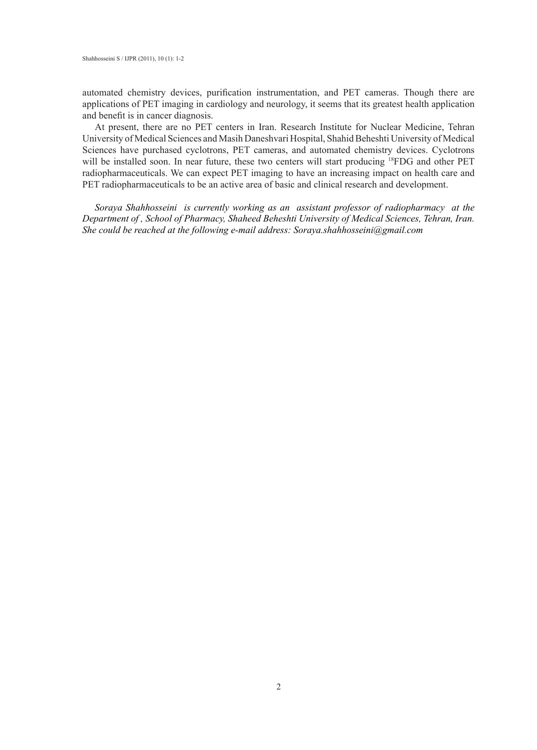automated chemistry devices, purification instrumentation, and PET cameras. Though there are applications of PET imaging in cardiology and neurology, it seems that its greatest health application and benefit is in cancer diagnosis.

At present, there are no PET centers in Iran. Research Institute for Nuclear Medicine, Tehran University of Medical Sciences and Masih Daneshvari Hospital, Shahid Beheshti University of Medical Sciences have purchased cyclotrons, PET cameras, and automated chemistry devices. Cyclotrons will be installed soon. In near future, these two centers will start producing $^{18}$FDG and other PET radiopharmaceuticals. We can expect PET imaging to have an increasing impact on health care and PET radiopharmaceuticals to be an active area of basic and clinical research and development.

*Soraya Shahhosseini is currently working as an assistant professor of radiopharmacy at the Department of , School of Pharmacy, Shaheed Beheshti University of Medical Sciences, Tehran, Iran. She could be reached at the following e-mail address: Soraya.shahhosseini@gmail.com*